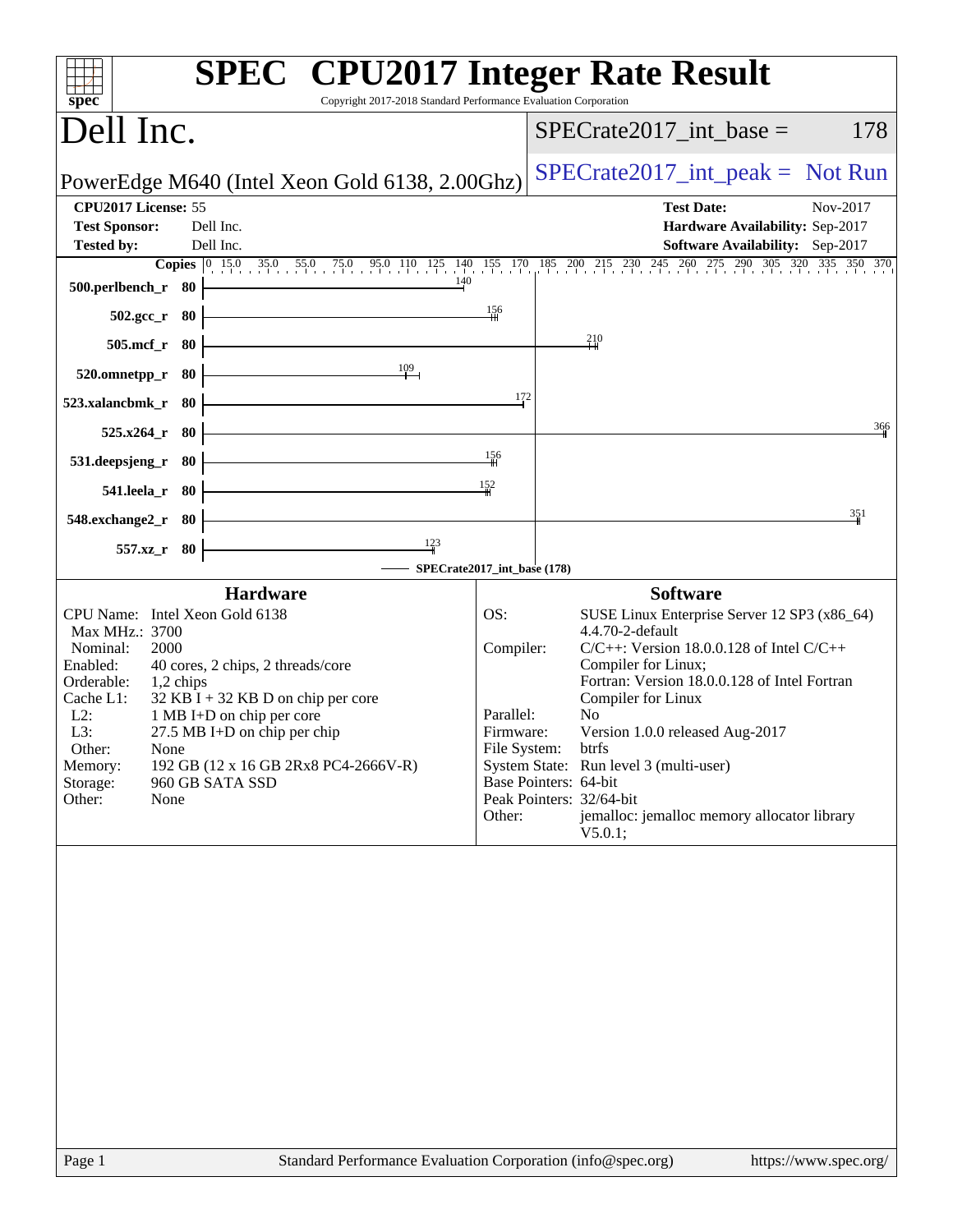# SPEC CPU2017 Integer Rate Result

Copyright 2017-2018 Standard Performance Evaluation Corporation

## Dell Inc.

PowerEdge M640 (Intel Xeon Gold 6138, 2.00Ghz)

SPECrate2017_int_base = 178

SPECrate2017_int_peak = Not Run

**CPU2017 License:** 55
**Test Sponsor:** Dell Inc.
**Tested by:** Dell Inc.

**Test Date:** Nov-2017
**Hardware Availability:** Sep-2017
**Software Availability:** Sep-2017

| Benchmark | Copies | Base Ratio |
|---|---|---|
| 500.perlbench_r | 80 | 140 |
| 502.gcc_r | 80 | 156 |
| 505.mcf_r | 80 | 210 |
| 520.omnetpp_r | 80 | 109 |
| 523.xalancbmk_r | 80 | 172 |
| 525.x264_r | 80 | 366 |
| 531.deepsjeng_r | 80 | 156 |
| 541.leela_r | 80 | 152 |
| 548.exchange2_r | 80 | 351 |
| 557.xz_r | 80 | 123 |

SPECrate2017_int_base (178)

### Hardware

| | |
|---|---|
| CPU Name: | Intel Xeon Gold 6138 |
| Max MHz.: | 3700 |
| Nominal: | 2000 |
| Enabled: | 40 cores, 2 chips, 2 threads/core |
| Orderable: | 1,2 chips |
| Cache L1: | 32 KB I + 32 KB D on chip per core |
| L2: | 1 MB I+D on chip per core |
| L3: | 27.5 MB I+D on chip per chip |
| Other: | None |
| Memory: | 192 GB (12 x 16 GB 2Rx8 PC4-2666V-R) |
| Storage: | 960 GB SATA SSD |
| Other: | None |

### Software

| | |
|---|---|
| OS: | SUSE Linux Enterprise Server 12 SP3 (x86_64) 4.4.70-2-default |
| Compiler: | C/C++: Version 18.0.0.128 of Intel C/C++ Compiler for Linux; Fortran: Version 18.0.0.128 of Intel Fortran Compiler for Linux |
| Parallel: | No |
| Firmware: | Version 1.0.0 released Aug-2017 |
| File System: | btrfs |
| System State: | Run level 3 (multi-user) |
| Base Pointers: | 64-bit |
| Peak Pointers: | 32/64-bit |
| Other: | jemalloc: jemalloc memory allocator library V5.0.1; |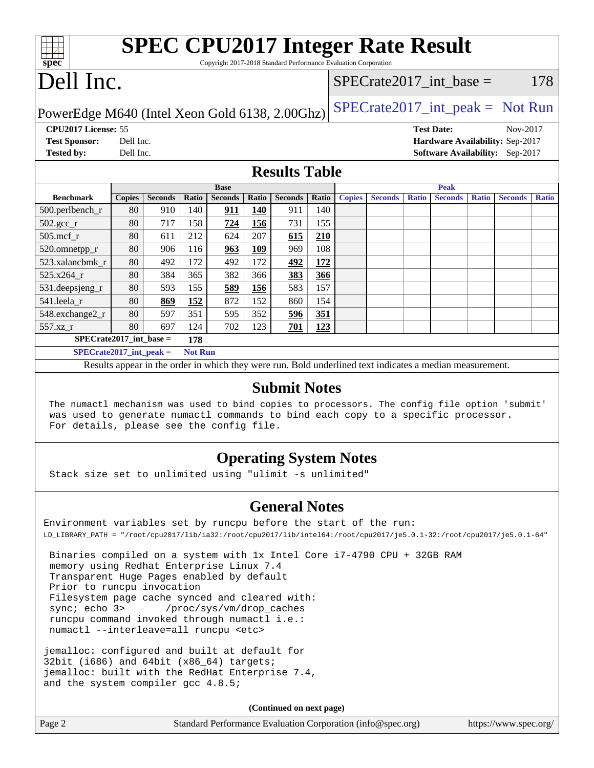# SPEC CPU2017 Integer Rate Result

Copyright 2017-2018 Standard Performance Evaluation Corporation

# Dell Inc.

PowerEdge M640 (Intel Xeon Gold 6138, 2.00Ghz)

SPECrate2017_int_base = 178

SPECrate2017_int_peak = Not Run

**CPU2017 License:** 55
**Test Sponsor:** Dell Inc.
**Tested by:** Dell Inc.

**Test Date:** Nov-2017
**Hardware Availability:** Sep-2017
**Software Availability:** Sep-2017

## Results Table

| Benchmark | Base | | | | | | | Peak | | | | | | |
|---|---|---|---|---|---|---|---|---|---|---|---|---|---|---|
| | Copies | Seconds | Ratio | Seconds | Ratio | Seconds | Ratio | Copies | Seconds | Ratio | Seconds | Ratio | Seconds | Ratio |
| 500.perlbench_r | 80 | 910 | 140 | **911** | **140** | 911 | 140 | | | | | | | |
| 502.gcc_r | 80 | 717 | 158 | **724** | **156** | 731 | 155 | | | | | | | |
| 505.mcf_r | 80 | 611 | 212 | 624 | 207 | **615** | **210** | | | | | | | |
| 520.omnetpp_r | 80 | 906 | 116 | **963** | **109** | 969 | 108 | | | | | | | |
| 523.xalancbmk_r | 80 | 492 | 172 | 492 | 172 | **492** | **172** | | | | | | | |
| 525.x264_r | 80 | 384 | 365 | 382 | 366 | **383** | **366** | | | | | | | |
| 531.deepsjeng_r | 80 | 593 | 155 | **589** | **156** | 583 | 157 | | | | | | | |
| 541.leela_r | 80 | **869** | **152** | 872 | 152 | 860 | 154 | | | | | | | |
| 548.exchange2_r | 80 | 597 | 351 | 595 | 352 | **596** | **351** | | | | | | | |
| 557.xz_r | 80 | 697 | 124 | 702 | 123 | **701** | **123** | | | | | | | |

**SPECrate2017_int_base = 178**

**SPECrate2017_int_peak = Not Run**

Results appear in the order in which they were run. Bold underlined text indicates a median measurement.

## Submit Notes

The numactl mechanism was used to bind copies to processors. The config file option 'submit' was used to generate numactl commands to bind each copy to a specific processor. For details, please see the config file.

## Operating System Notes

Stack size set to unlimited using "ulimit -s unlimited"

## General Notes

Environment variables set by runcpu before the start of the run:
LD_LIBRARY_PATH = "/root/cpu2017/lib/ia32:/root/cpu2017/lib/intel64:/root/cpu2017/je5.0.1-32:/root/cpu2017/je5.0.1-64"

Binaries compiled on a system with 1x Intel Core i7-4790 CPU + 32GB RAM memory using Redhat Enterprise Linux 7.4
Transparent Huge Pages enabled by default
Prior to runcpu invocation
Filesystem page cache synced and cleared with:
sync; echo 3>       /proc/sys/vm/drop_caches
runcpu command invoked through numactl i.e.:
numactl --interleave=all runcpu <etc>

jemalloc: configured and built at default for 32bit (i686) and 64bit (x86_64) targets;
jemalloc: built with the RedHat Enterprise 7.4, and the system compiler gcc 4.8.5;

**(Continued on next page)**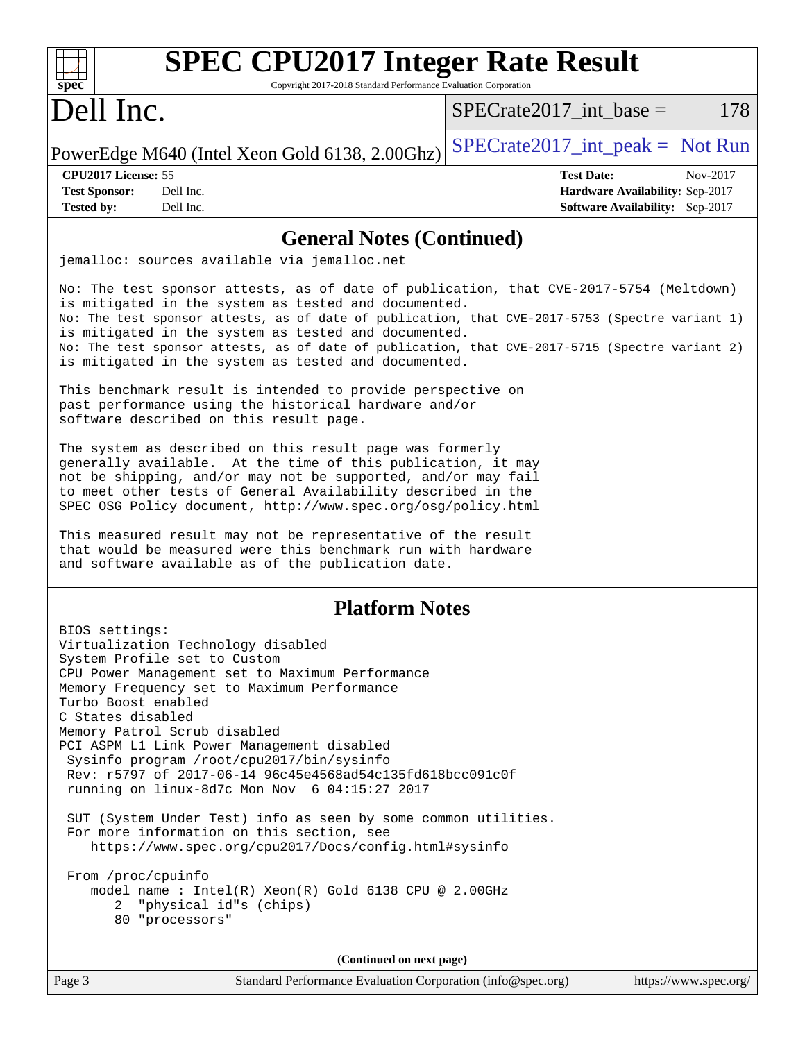# SPEC CPU2017 Integer Rate Result

Copyright 2017-2018 Standard Performance Evaluation Corporation

# Dell Inc.

SPECrate2017_int_base = 178

PowerEdge M640 (Intel Xeon Gold 6138, 2.00Ghz)

SPECrate2017_int_peak = Not Run

| | | | |
|---|---|---|---|
| **CPU2017 License:** | 55 | **Test Date:** | Nov-2017 |
| **Test Sponsor:** | Dell Inc. | **Hardware Availability:** | Sep-2017 |
| **Tested by:** | Dell Inc. | **Software Availability:** | Sep-2017 |

## General Notes (Continued)

```
jemalloc: sources available via jemalloc.net

No: The test sponsor attests, as of date of publication, that CVE-2017-5754 (Meltdown)
is mitigated in the system as tested and documented.
No: The test sponsor attests, as of date of publication, that CVE-2017-5753 (Spectre variant 1)
is mitigated in the system as tested and documented.
No: The test sponsor attests, as of date of publication, that CVE-2017-5715 (Spectre variant 2)
is mitigated in the system as tested and documented.

This benchmark result is intended to provide perspective on
past performance using the historical hardware and/or
software described on this result page.

The system as described on this result page was formerly
generally available.  At the time of this publication, it may
not be shipping, and/or may not be supported, and/or may fail
to meet other tests of General Availability described in the
SPEC OSG Policy document, http://www.spec.org/osg/policy.html

This measured result may not be representative of the result
that would be measured were this benchmark run with hardware
and software available as of the publication date.
```

## Platform Notes

```
BIOS settings:
Virtualization Technology disabled
System Profile set to Custom
CPU Power Management set to Maximum Performance
Memory Frequency set to Maximum Performance
Turbo Boost enabled
C States disabled
Memory Patrol Scrub disabled
PCI ASPM L1 Link Power Management disabled
 Sysinfo program /root/cpu2017/bin/sysinfo
 Rev: r5797 of 2017-06-14 96c45e4568ad54c135fd618bcc091c0f
 running on linux-8d7c Mon Nov  6 04:15:27 2017

 SUT (System Under Test) info as seen by some common utilities.
 For more information on this section, see
    https://www.spec.org/cpu2017/Docs/config.html#sysinfo

 From /proc/cpuinfo
    model name : Intel(R) Xeon(R) Gold 6138 CPU @ 2.00GHz
       2  "physical id"s (chips)
       80 "processors"
```

(Continued on next page)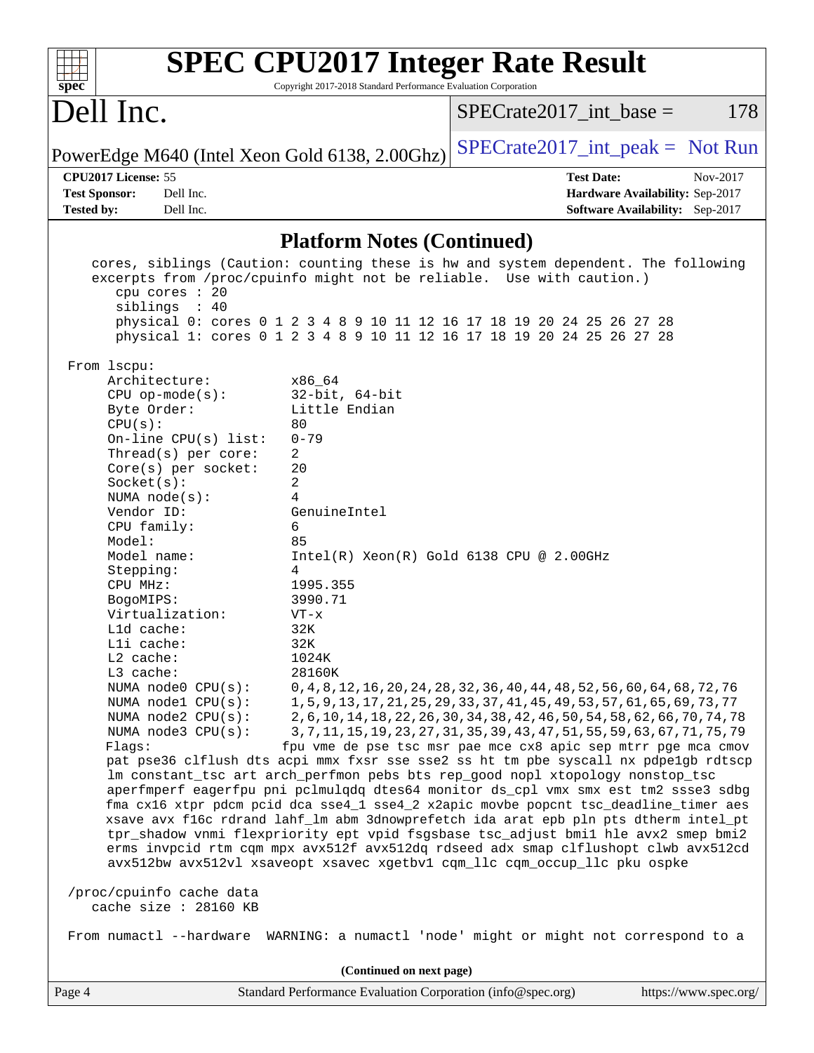## Platform Notes (Continued)

```
    cores, siblings (Caution: counting these is hw and system dependent. The following
    excerpts from /proc/cpuinfo might not be reliable.  Use with caution.)
       cpu cores : 20
       siblings  : 40
       physical 0: cores 0 1 2 3 4 8 9 10 11 12 16 17 18 19 20 24 25 26 27 28
       physical 1: cores 0 1 2 3 4 8 9 10 11 12 16 17 18 19 20 24 25 26 27 28

 From lscpu:
      Architecture:          x86_64
      CPU op-mode(s):        32-bit, 64-bit
      Byte Order:            Little Endian
      CPU(s):                80
      On-line CPU(s) list:   0-79
      Thread(s) per core:    2
      Core(s) per socket:    20
      Socket(s):             2
      NUMA node(s):          4
      Vendor ID:             GenuineIntel
      CPU family:            6
      Model:                 85
      Model name:            Intel(R) Xeon(R) Gold 6138 CPU @ 2.00GHz
      Stepping:              4
      CPU MHz:               1995.355
      BogoMIPS:              3990.71
      Virtualization:        VT-x
      L1d cache:             32K
      L1i cache:             32K
      L2 cache:              1024K
      L3 cache:              28160K
      NUMA node0 CPU(s):     0,4,8,12,16,20,24,28,32,36,40,44,48,52,56,60,64,68,72,76
      NUMA node1 CPU(s):     1,5,9,13,17,21,25,29,33,37,41,45,49,53,57,61,65,69,73,77
      NUMA node2 CPU(s):     2,6,10,14,18,22,26,30,34,38,42,46,50,54,58,62,66,70,74,78
      NUMA node3 CPU(s):     3,7,11,15,19,23,27,31,35,39,43,47,51,55,59,63,67,71,75,79
      Flags:                fpu vme de pse tsc msr pae mce cx8 apic sep mtrr pge mca cmov
      pat pse36 clflush dts acpi mmx fxsr sse sse2 ss ht tm pbe syscall nx pdpe1gb rdtscp
      lm constant_tsc art arch_perfmon pebs bts rep_good nopl xtopology nonstop_tsc
      aperfmperf eagerfpu pni pclmulqdq dtes64 monitor ds_cpl vmx smx est tm2 ssse3 sdbg
      fma cx16 xtpr pdcm pcid dca sse4_1 sse4_2 x2apic movbe popcnt tsc_deadline_timer aes
      xsave avx f16c rdrand lahf_lm abm 3dnowprefetch ida arat epb pln pts dtherm intel_pt
      tpr_shadow vnmi flexpriority ept vpid fsgsbase tsc_adjust bmi1 hle avx2 smep bmi2
      erms invpcid rtm cqm mpx avx512f avx512dq rdseed adx smap clflushopt clwb avx512cd
      avx512bw avx512vl xsaveopt xsavec xgetbv1 cqm_llc cqm_occup_llc pku ospke

 /proc/cpuinfo cache data
    cache size : 28160 KB

 From numactl --hardware  WARNING: a numactl 'node' might or might not correspond to a
```

(Continued on next page)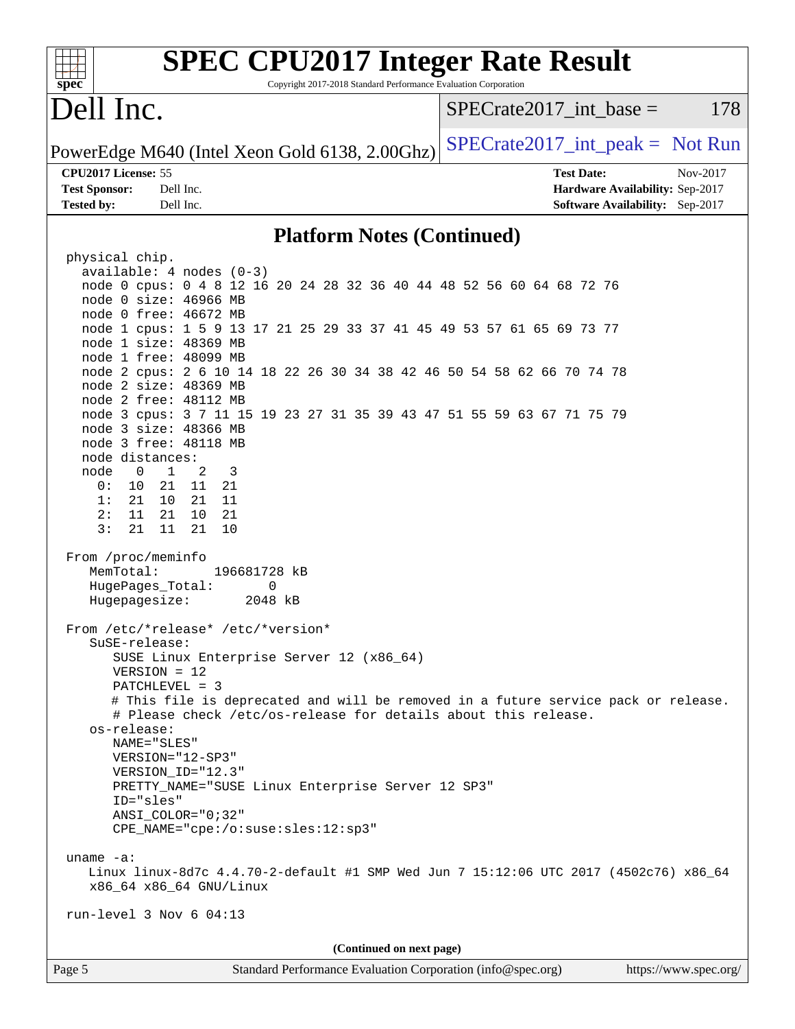## Platform Notes (Continued)

```
physical chip.
  available: 4 nodes (0-3)
  node 0 cpus: 0 4 8 12 16 20 24 28 32 36 40 44 48 52 56 60 64 68 72 76
  node 0 size: 46966 MB
  node 0 free: 46672 MB
  node 1 cpus: 1 5 9 13 17 21 25 29 33 37 41 45 49 53 57 61 65 69 73 77
  node 1 size: 48369 MB
  node 1 free: 48099 MB
  node 2 cpus: 2 6 10 14 18 22 26 30 34 38 42 46 50 54 58 62 66 70 74 78
  node 2 size: 48369 MB
  node 2 free: 48112 MB
  node 3 cpus: 3 7 11 15 19 23 27 31 35 39 43 47 51 55 59 63 67 71 75 79
  node 3 size: 48366 MB
  node 3 free: 48118 MB
  node distances:
  node   0   1   2   3
    0:  10  21  11  21
    1:  21  10  21  11
    2:  11  21  10  21
    3:  21  11  21  10

From /proc/meminfo
   MemTotal:       196681728 kB
   HugePages_Total:       0
   Hugepagesize:       2048 kB

From /etc/*release* /etc/*version*
   SuSE-release:
      SUSE Linux Enterprise Server 12 (x86_64)
      VERSION = 12
      PATCHLEVEL = 3
      # This file is deprecated and will be removed in a future service pack or release.
      # Please check /etc/os-release for details about this release.
   os-release:
      NAME="SLES"
      VERSION="12-SP3"
      VERSION_ID="12.3"
      PRETTY_NAME="SUSE Linux Enterprise Server 12 SP3"
      ID="sles"
      ANSI_COLOR="0;32"
      CPE_NAME="cpe:/o:suse:sles:12:sp3"

uname -a:
   Linux linux-8d7c 4.4.70-2-default #1 SMP Wed Jun 7 15:12:06 UTC 2017 (4502c76) x86_64
   x86_64 x86_64 GNU/Linux

run-level 3 Nov 6 04:13
```

(Continued on next page)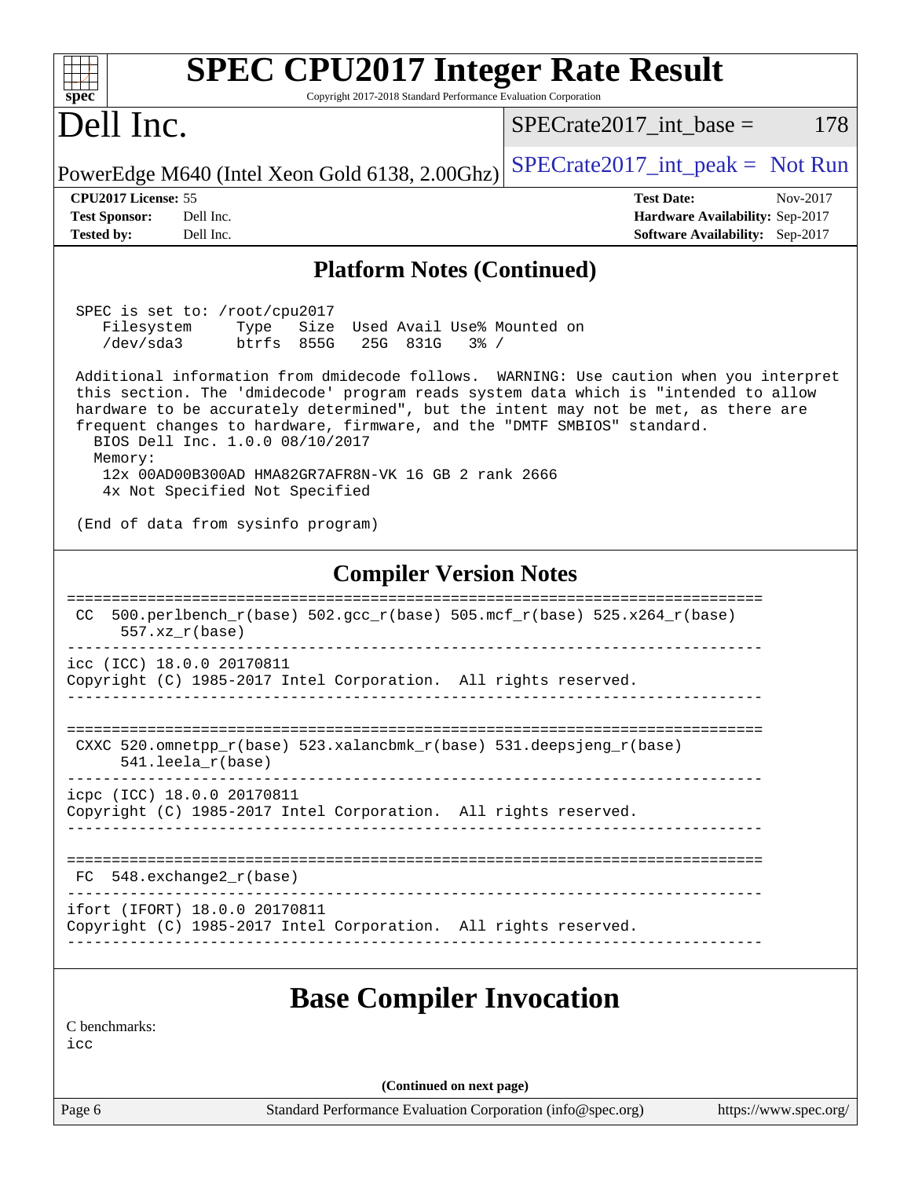## Platform Notes (Continued)

```
 SPEC is set to: /root/cpu2017
    Filesystem     Type   Size  Used Avail Use% Mounted on
    /dev/sda3      btrfs  855G   25G  831G   3% /

 Additional information from dmidecode follows.  WARNING: Use caution when you interpret
 this section. The 'dmidecode' program reads system data which is "intended to allow
 hardware to be accurately determined", but the intent may not be met, as there are
 frequent changes to hardware, firmware, and the "DMTF SMBIOS" standard.
   BIOS Dell Inc. 1.0.0 08/10/2017
   Memory:
    12x 00AD00B300AD HMA82GR7AFR8N-VK 16 GB 2 rank 2666
    4x Not Specified Not Specified

 (End of data from sysinfo program)
```

## Compiler Version Notes

```
==============================================================================
 CC  500.perlbench_r(base) 502.gcc_r(base) 505.mcf_r(base) 525.x264_r(base)
      557.xz_r(base)
------------------------------------------------------------------------------
icc (ICC) 18.0.0 20170811
Copyright (C) 1985-2017 Intel Corporation.  All rights reserved.
------------------------------------------------------------------------------

==============================================================================
 CXXC 520.omnetpp_r(base) 523.xalancbmk_r(base) 531.deepsjeng_r(base)
      541.leela_r(base)
------------------------------------------------------------------------------
icpc (ICC) 18.0.0 20170811
Copyright (C) 1985-2017 Intel Corporation.  All rights reserved.
------------------------------------------------------------------------------

==============================================================================
 FC  548.exchange2_r(base)
------------------------------------------------------------------------------
ifort (IFORT) 18.0.0 20170811
Copyright (C) 1985-2017 Intel Corporation.  All rights reserved.
------------------------------------------------------------------------------
```

## Base Compiler Invocation

C benchmarks:
icc

(Continued on next page)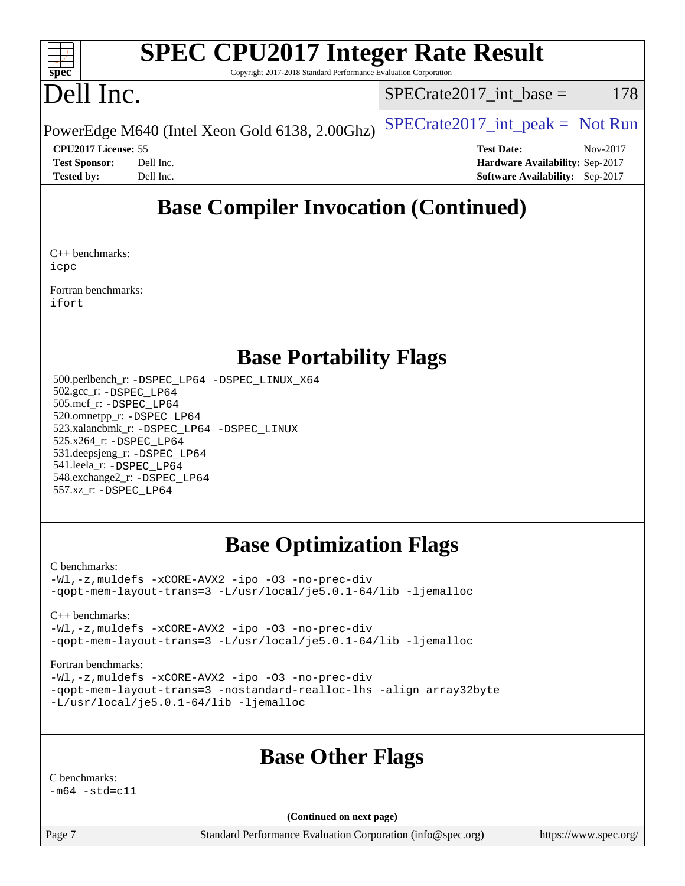# SPEC CPU2017 Integer Rate Result

Copyright 2017-2018 Standard Performance Evaluation Corporation

# Dell Inc.

PowerEdge M640 (Intel Xeon Gold 6138, 2.00Ghz)

SPECrate2017_int_base = 178

SPECrate2017_int_peak = Not Run

**CPU2017 License:** 55
**Test Sponsor:** Dell Inc.
**Tested by:** Dell Inc.

**Test Date:** Nov-2017
**Hardware Availability:** Sep-2017
**Software Availability:** Sep-2017

## Base Compiler Invocation (Continued)

C++ benchmarks:
icpc

Fortran benchmarks:
ifort

## Base Portability Flags

500.perlbench_r: -DSPEC_LP64 -DSPEC_LINUX_X64
502.gcc_r: -DSPEC_LP64
505.mcf_r: -DSPEC_LP64
520.omnetpp_r: -DSPEC_LP64
523.xalancbmk_r: -DSPEC_LP64 -DSPEC_LINUX
525.x264_r: -DSPEC_LP64
531.deepsjeng_r: -DSPEC_LP64
541.leela_r: -DSPEC_LP64
548.exchange2_r: -DSPEC_LP64
557.xz_r: -DSPEC_LP64

## Base Optimization Flags

C benchmarks:
-Wl,-z,muldefs -xCORE-AVX2 -ipo -O3 -no-prec-div
-qopt-mem-layout-trans=3 -L/usr/local/je5.0.1-64/lib -ljemalloc

C++ benchmarks:
-Wl,-z,muldefs -xCORE-AVX2 -ipo -O3 -no-prec-div
-qopt-mem-layout-trans=3 -L/usr/local/je5.0.1-64/lib -ljemalloc

Fortran benchmarks:
-Wl,-z,muldefs -xCORE-AVX2 -ipo -O3 -no-prec-div
-qopt-mem-layout-trans=3 -nostandard-realloc-lhs -align array32byte
-L/usr/local/je5.0.1-64/lib -ljemalloc

## Base Other Flags

C benchmarks:
-m64 -std=c11

**(Continued on next page)**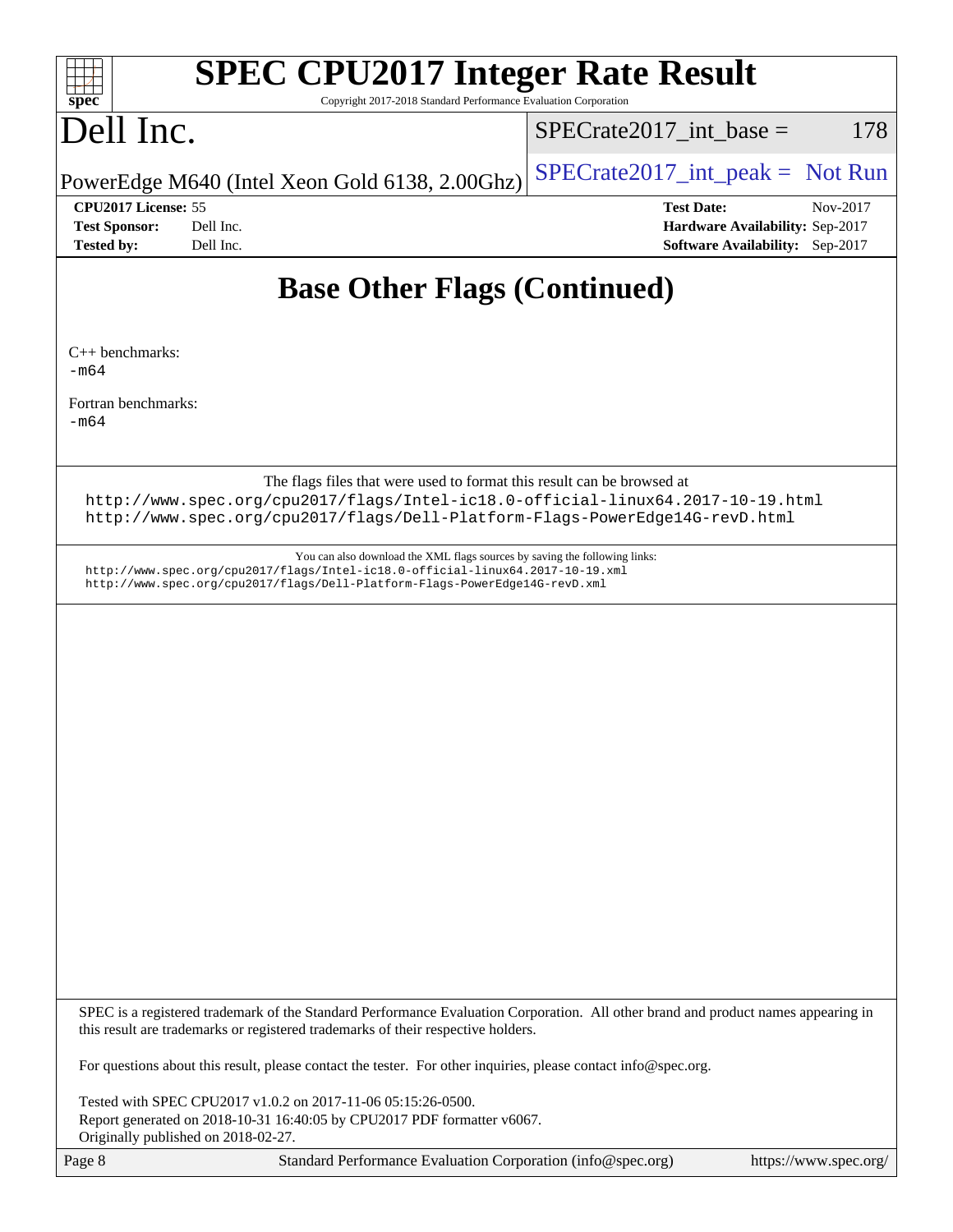# Base Other Flags (Continued)

C++ benchmarks:
-m64

Fortran benchmarks:
-m64

The flags files that were used to format this result can be browsed at
http://www.spec.org/cpu2017/flags/Intel-ic18.0-official-linux64.2017-10-19.html
http://www.spec.org/cpu2017/flags/Dell-Platform-Flags-PowerEdge14G-revD.html

You can also download the XML flags sources by saving the following links:
http://www.spec.org/cpu2017/flags/Intel-ic18.0-official-linux64.2017-10-19.xml
http://www.spec.org/cpu2017/flags/Dell-Platform-Flags-PowerEdge14G-revD.xml

SPEC is a registered trademark of the Standard Performance Evaluation Corporation. All other brand and product names appearing in this result are trademarks or registered trademarks of their respective holders.

For questions about this result, please contact the tester. For other inquiries, please contact info@spec.org.

Tested with SPEC CPU2017 v1.0.2 on 2017-11-06 05:15:26-0500.
Report generated on 2018-10-31 16:40:05 by CPU2017 PDF formatter v6067.
Originally published on 2018-02-27.